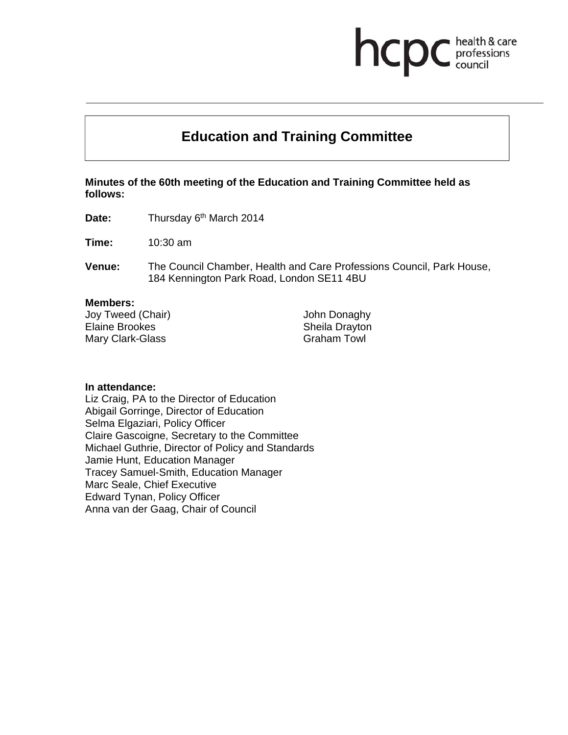hcpc health & care professions council

# Education and Training Committee

**Minutes of the 60th meeting of the Education and Training Committee held as follows:**

**Date:** Thursday 6th March 2014

**Time:** 10:30 am

**Venue:** The Council Chamber, Health and Care Professions Council, Park House, 184 Kennington Park Road, London SE11 4BU

**Members:**

Joy Tweed (Chair)
Elaine Brookes
Mary Clark-Glass
John Donaghy
Sheila Drayton
Graham Towl

**In attendance:**

Liz Craig, PA to the Director of Education
Abigail Gorringe, Director of Education
Selma Elgaziari, Policy Officer
Claire Gascoigne, Secretary to the Committee
Michael Guthrie, Director of Policy and Standards
Jamie Hunt, Education Manager
Tracey Samuel-Smith, Education Manager
Marc Seale, Chief Executive
Edward Tynan, Policy Officer
Anna van der Gaag, Chair of Council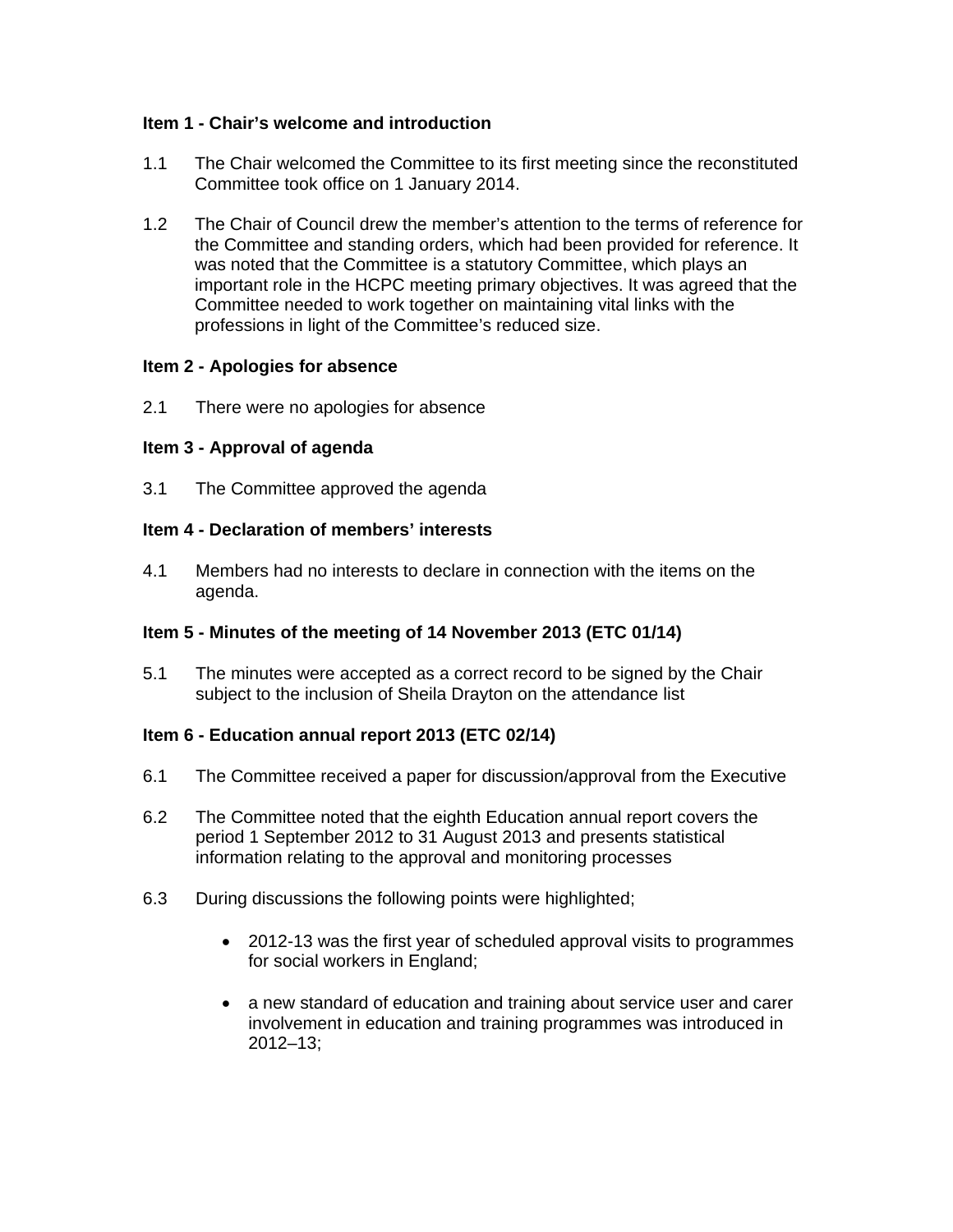**Item 1 - Chair's welcome and introduction**

1.1 The Chair welcomed the Committee to its first meeting since the reconstituted Committee took office on 1 January 2014.

1.2 The Chair of Council drew the member's attention to the terms of reference for the Committee and standing orders, which had been provided for reference. It was noted that the Committee is a statutory Committee, which plays an important role in the HCPC meeting primary objectives. It was agreed that the Committee needed to work together on maintaining vital links with the professions in light of the Committee's reduced size.

**Item 2 - Apologies for absence**

2.1 There were no apologies for absence

**Item 3 - Approval of agenda**

3.1 The Committee approved the agenda

**Item 4 - Declaration of members' interests**

4.1 Members had no interests to declare in connection with the items on the agenda.

**Item 5 - Minutes of the meeting of 14 November 2013 (ETC 01/14)**

5.1 The minutes were accepted as a correct record to be signed by the Chair subject to the inclusion of Sheila Drayton on the attendance list

**Item 6 - Education annual report 2013 (ETC 02/14)**

6.1 The Committee received a paper for discussion/approval from the Executive

6.2 The Committee noted that the eighth Education annual report covers the period 1 September 2012 to 31 August 2013 and presents statistical information relating to the approval and monitoring processes

6.3 During discussions the following points were highlighted;

- 2012-13 was the first year of scheduled approval visits to programmes for social workers in England;

- a new standard of education and training about service user and carer involvement in education and training programmes was introduced in 2012–13;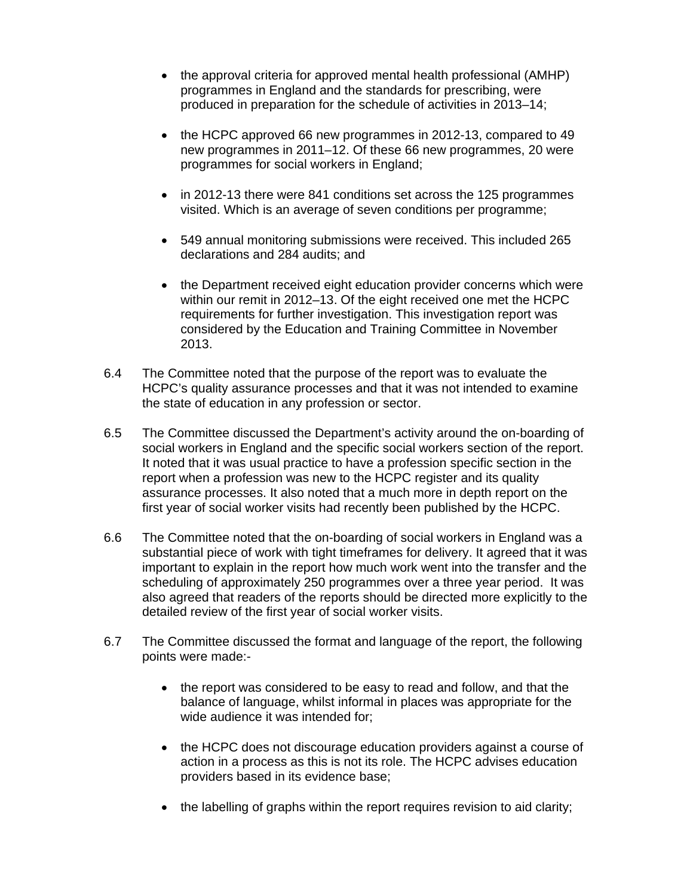- the approval criteria for approved mental health professional (AMHP) programmes in England and the standards for prescribing, were produced in preparation for the schedule of activities in 2013–14;

- the HCPC approved 66 new programmes in 2012-13, compared to 49 new programmes in 2011–12. Of these 66 new programmes, 20 were programmes for social workers in England;

- in 2012-13 there were 841 conditions set across the 125 programmes visited. Which is an average of seven conditions per programme;

- 549 annual monitoring submissions were received. This included 265 declarations and 284 audits; and

- the Department received eight education provider concerns which were within our remit in 2012–13. Of the eight received one met the HCPC requirements for further investigation. This investigation report was considered by the Education and Training Committee in November 2013.

6.4 The Committee noted that the purpose of the report was to evaluate the HCPC's quality assurance processes and that it was not intended to examine the state of education in any profession or sector.

6.5 The Committee discussed the Department's activity around the on-boarding of social workers in England and the specific social workers section of the report. It noted that it was usual practice to have a profession specific section in the report when a profession was new to the HCPC register and its quality assurance processes. It also noted that a much more in depth report on the first year of social worker visits had recently been published by the HCPC.

6.6 The Committee noted that the on-boarding of social workers in England was a substantial piece of work with tight timeframes for delivery. It agreed that it was important to explain in the report how much work went into the transfer and the scheduling of approximately 250 programmes over a three year period. It was also agreed that readers of the reports should be directed more explicitly to the detailed review of the first year of social worker visits.

6.7 The Committee discussed the format and language of the report, the following points were made:-

- the report was considered to be easy to read and follow, and that the balance of language, whilst informal in places was appropriate for the wide audience it was intended for;

- the HCPC does not discourage education providers against a course of action in a process as this is not its role. The HCPC advises education providers based in its evidence base;

- the labelling of graphs within the report requires revision to aid clarity;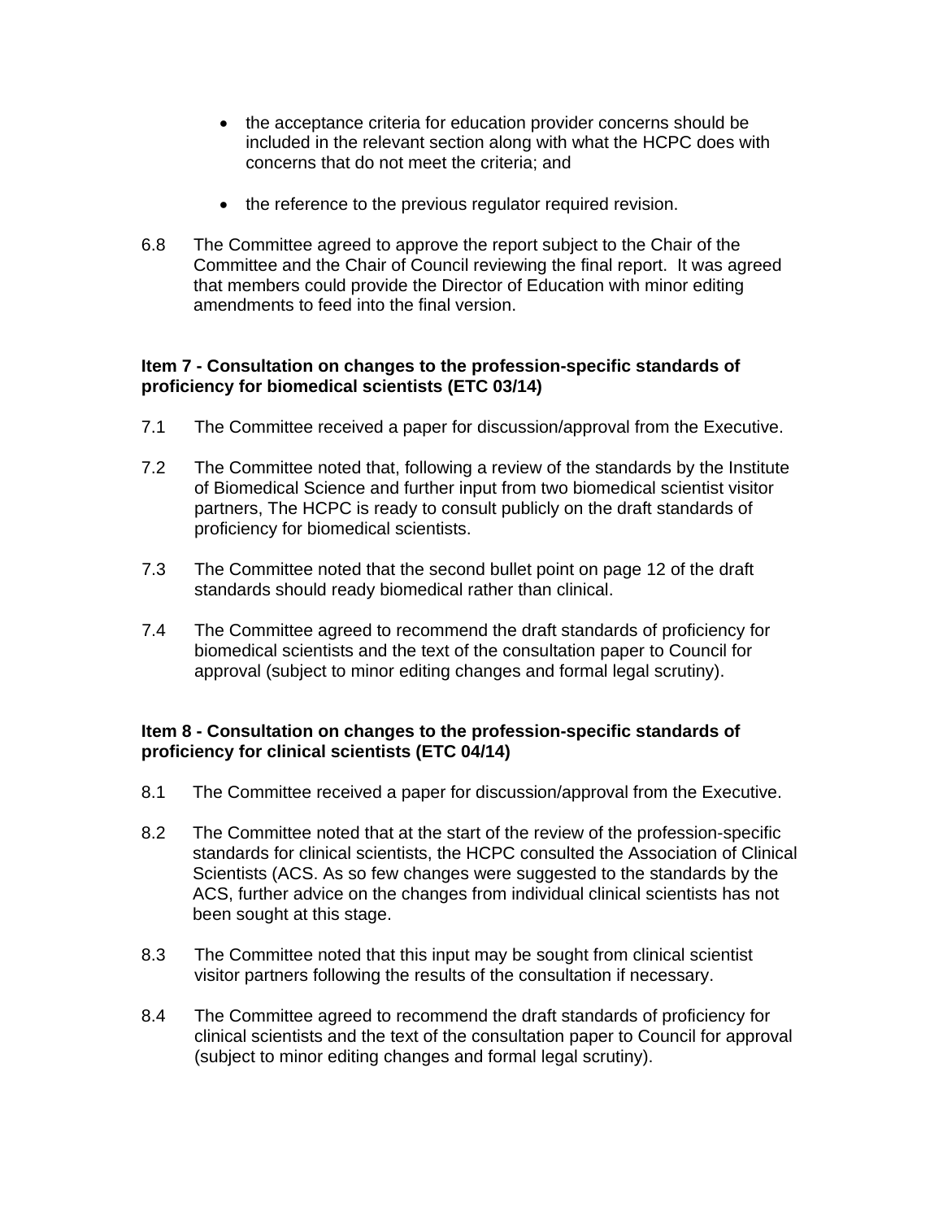- the acceptance criteria for education provider concerns should be included in the relevant section along with what the HCPC does with concerns that do not meet the criteria; and

- the reference to the previous regulator required revision.

6.8 The Committee agreed to approve the report subject to the Chair of the Committee and the Chair of Council reviewing the final report. It was agreed that members could provide the Director of Education with minor editing amendments to feed into the final version.

**Item 7 - Consultation on changes to the profession-specific standards of proficiency for biomedical scientists (ETC 03/14)**

7.1 The Committee received a paper for discussion/approval from the Executive.

7.2 The Committee noted that, following a review of the standards by the Institute of Biomedical Science and further input from two biomedical scientist visitor partners, The HCPC is ready to consult publicly on the draft standards of proficiency for biomedical scientists.

7.3 The Committee noted that the second bullet point on page 12 of the draft standards should ready biomedical rather than clinical.

7.4 The Committee agreed to recommend the draft standards of proficiency for biomedical scientists and the text of the consultation paper to Council for approval (subject to minor editing changes and formal legal scrutiny).

**Item 8 - Consultation on changes to the profession-specific standards of proficiency for clinical scientists (ETC 04/14)**

8.1 The Committee received a paper for discussion/approval from the Executive.

8.2 The Committee noted that at the start of the review of the profession-specific standards for clinical scientists, the HCPC consulted the Association of Clinical Scientists (ACS. As so few changes were suggested to the standards by the ACS, further advice on the changes from individual clinical scientists has not been sought at this stage.

8.3 The Committee noted that this input may be sought from clinical scientist visitor partners following the results of the consultation if necessary.

8.4 The Committee agreed to recommend the draft standards of proficiency for clinical scientists and the text of the consultation paper to Council for approval (subject to minor editing changes and formal legal scrutiny).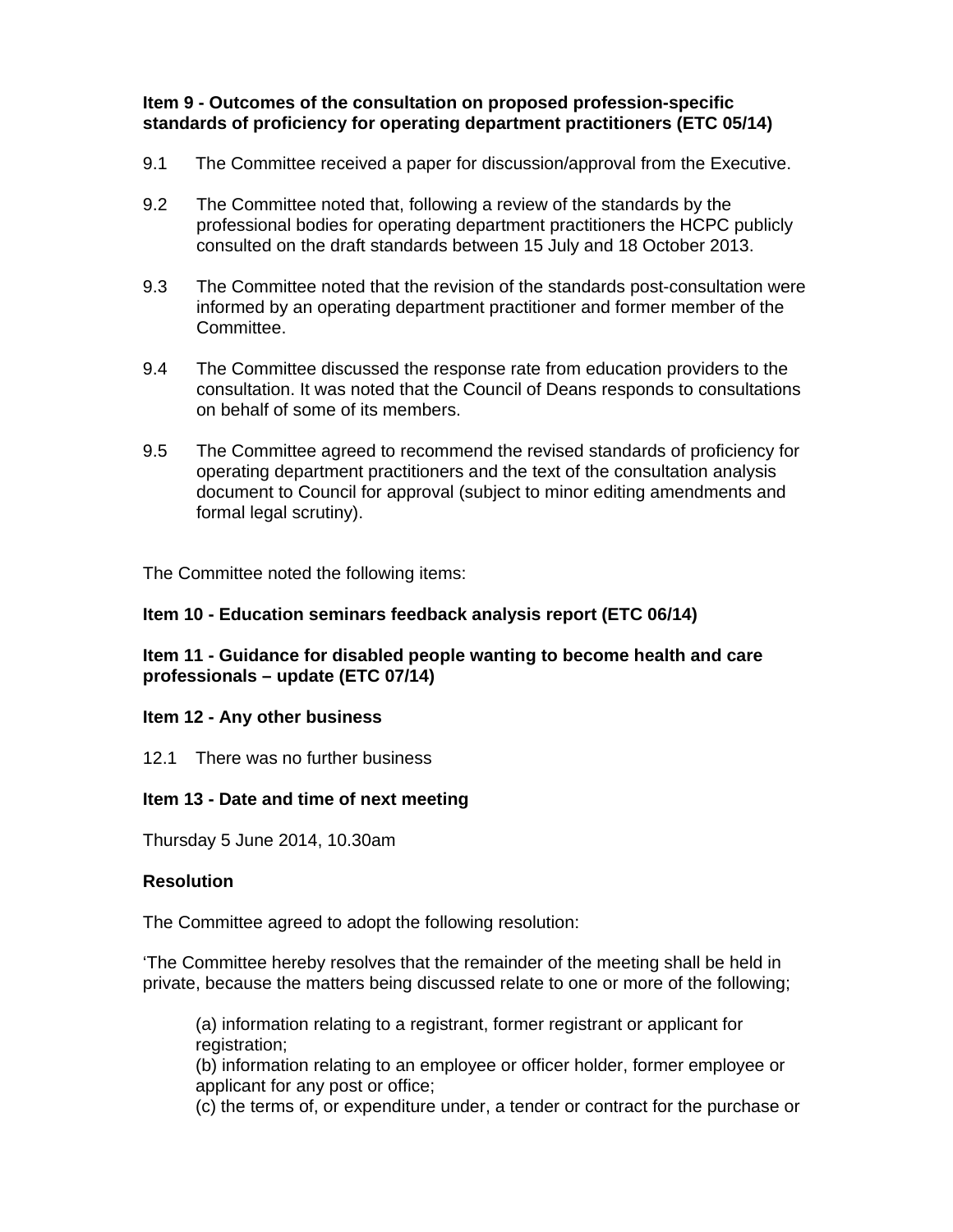**Item 9 - Outcomes of the consultation on proposed profession-specific standards of proficiency for operating department practitioners (ETC 05/14)**

9.1 The Committee received a paper for discussion/approval from the Executive.

9.2 The Committee noted that, following a review of the standards by the professional bodies for operating department practitioners the HCPC publicly consulted on the draft standards between 15 July and 18 October 2013.

9.3 The Committee noted that the revision of the standards post-consultation were informed by an operating department practitioner and former member of the Committee.

9.4 The Committee discussed the response rate from education providers to the consultation. It was noted that the Council of Deans responds to consultations on behalf of some of its members.

9.5 The Committee agreed to recommend the revised standards of proficiency for operating department practitioners and the text of the consultation analysis document to Council for approval (subject to minor editing amendments and formal legal scrutiny).

The Committee noted the following items:

**Item 10 - Education seminars feedback analysis report (ETC 06/14)**

**Item 11 - Guidance for disabled people wanting to become health and care professionals – update (ETC 07/14)**

**Item 12 - Any other business**

12.1 There was no further business

**Item 13 - Date and time of next meeting**

Thursday 5 June 2014, 10.30am

**Resolution**

The Committee agreed to adopt the following resolution:

'The Committee hereby resolves that the remainder of the meeting shall be held in private, because the matters being discussed relate to one or more of the following;

(a) information relating to a registrant, former registrant or applicant for registration;
(b) information relating to an employee or officer holder, former employee or applicant for any post or office;
(c) the terms of, or expenditure under, a tender or contract for the purchase or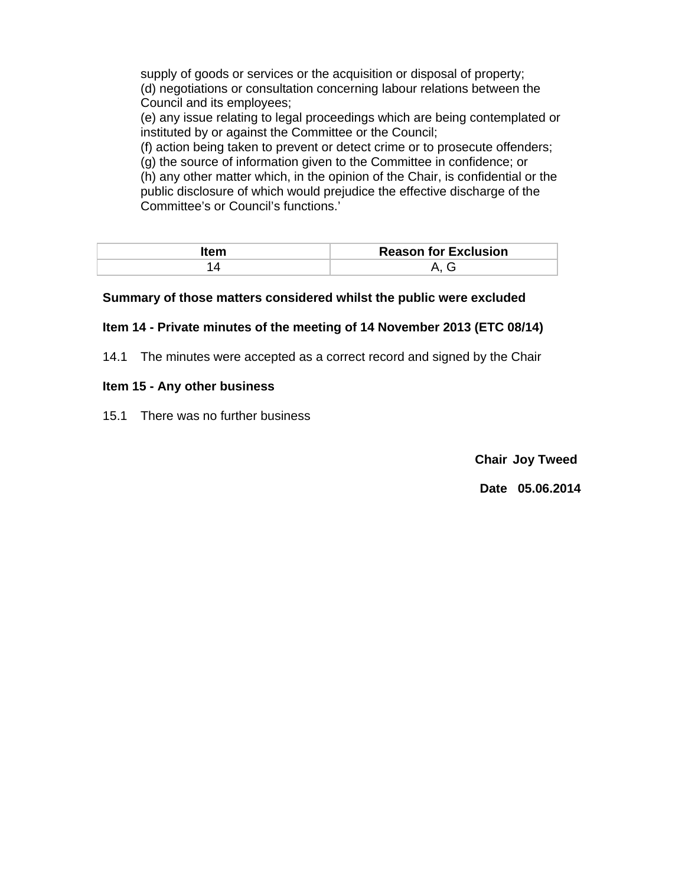supply of goods or services or the acquisition or disposal of property;
(d) negotiations or consultation concerning labour relations between the Council and its employees;
(e) any issue relating to legal proceedings which are being contemplated or instituted by or against the Committee or the Council;
(f) action being taken to prevent or detect crime or to prosecute offenders;
(g) the source of information given to the Committee in confidence; or
(h) any other matter which, in the opinion of the Chair, is confidential or the public disclosure of which would prejudice the effective discharge of the Committee's or Council's functions.'

| Item | Reason for Exclusion |
|---|---|
| 14 | A, G |

**Summary of those matters considered whilst the public were excluded**

**Item 14 - Private minutes of the meeting of 14 November 2013 (ETC 08/14)**

14.1 The minutes were accepted as a correct record and signed by the Chair

**Item 15 - Any other business**

15.1 There was no further business

**Chair Joy Tweed**

**Date 05.06.2014**